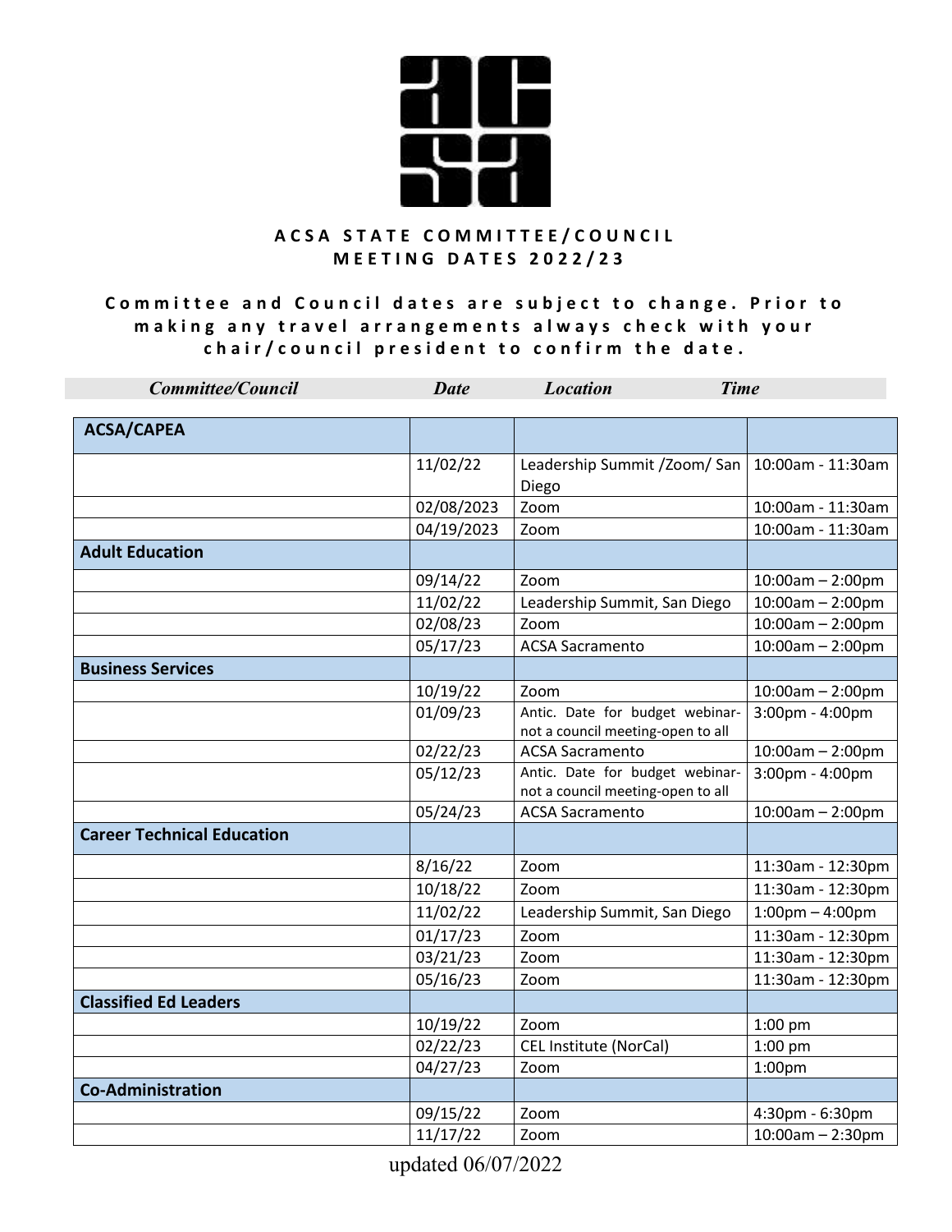# ACSA STATE COMMITTEE/COUNCIL MEETING DATES 2022/23

**Committee and Council dates are subject to change. Prior to making any travel arrangements always check with your chair/council president to confirm the date.**

| *Committee/Council* | *Date* | *Location* | *Time* |
|---|---|---|---|
| **ACSA/CAPEA** | | | |
| | 11/02/22 | Leadership Summit /Zoom/ San Diego | 10:00am - 11:30am |
| | 02/08/2023 | Zoom | 10:00am - 11:30am |
| | 04/19/2023 | Zoom | 10:00am - 11:30am |
| **Adult Education** | | | |
| | 09/14/22 | Zoom | 10:00am – 2:00pm |
| | 11/02/22 | Leadership Summit, San Diego | 10:00am – 2:00pm |
| | 02/08/23 | Zoom | 10:00am – 2:00pm |
| | 05/17/23 | ACSA Sacramento | 10:00am – 2:00pm |
| **Business Services** | | | |
| | 10/19/22 | Zoom | 10:00am – 2:00pm |
| | 01/09/23 | Antic. Date for budget webinar-not a council meeting-open to all | 3:00pm - 4:00pm |
| | 02/22/23 | ACSA Sacramento | 10:00am – 2:00pm |
| | 05/12/23 | Antic. Date for budget webinar-not a council meeting-open to all | 3:00pm - 4:00pm |
| | 05/24/23 | ACSA Sacramento | 10:00am – 2:00pm |
| **Career Technical Education** | | | |
| | 8/16/22 | Zoom | 11:30am - 12:30pm |
| | 10/18/22 | Zoom | 11:30am - 12:30pm |
| | 11/02/22 | Leadership Summit, San Diego | 1:00pm – 4:00pm |
| | 01/17/23 | Zoom | 11:30am - 12:30pm |
| | 03/21/23 | Zoom | 11:30am - 12:30pm |
| | 05/16/23 | Zoom | 11:30am - 12:30pm |
| **Classified Ed Leaders** | | | |
| | 10/19/22 | Zoom | 1:00 pm |
| | 02/22/23 | CEL Institute (NorCal) | 1:00 pm |
| | 04/27/23 | Zoom | 1:00pm |
| **Co-Administration** | | | |
| | 09/15/22 | Zoom | 4:30pm - 6:30pm |
| | 11/17/22 | Zoom | 10:00am – 2:30pm |

updated 06/07/2022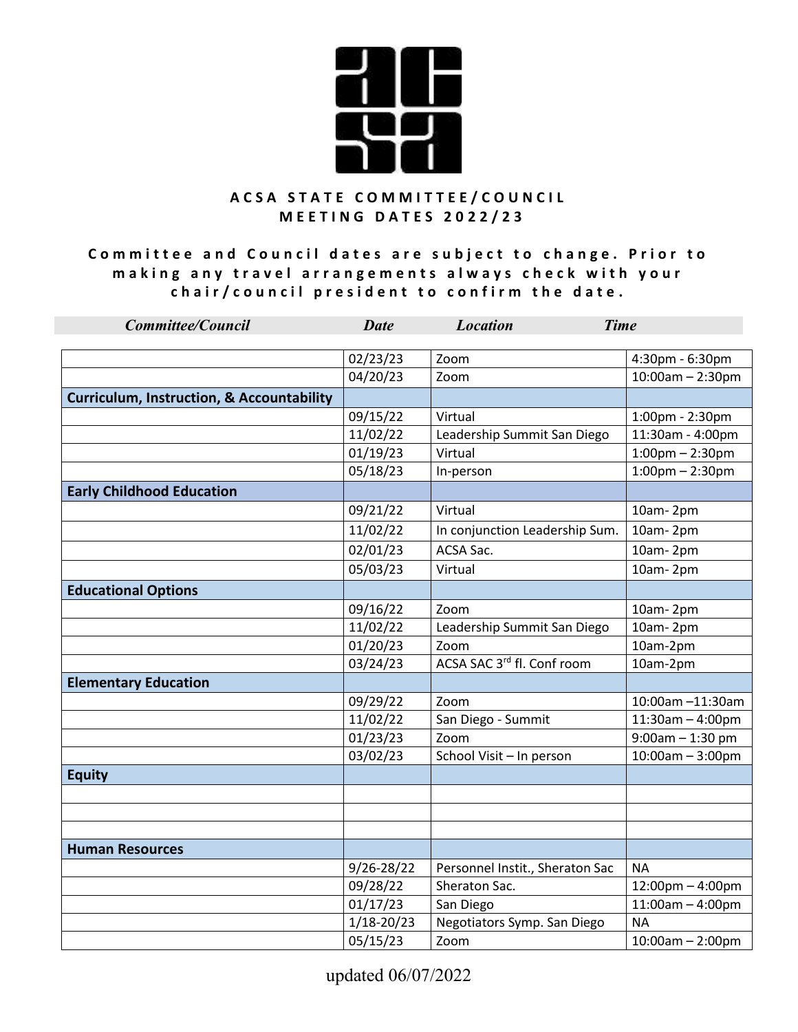**ACSA STATE COMMITTEE/COUNCIL MEETING DATES 2022/23**

**Committee and Council dates are subject to change. Prior to making any travel arrangements always check with your chair/council president to confirm the date.**

| *Committee/Council* | *Date* | *Location* | *Time* |
|---|---|---|---|
| | 02/23/23 | Zoom | 4:30pm - 6:30pm |
| | 04/20/23 | Zoom | 10:00am – 2:30pm |
| **Curriculum, Instruction, & Accountability** | | | |
| | 09/15/22 | Virtual | 1:00pm - 2:30pm |
| | 11/02/22 | Leadership Summit San Diego | 11:30am - 4:00pm |
| | 01/19/23 | Virtual | 1:00pm – 2:30pm |
| | 05/18/23 | In-person | 1:00pm – 2:30pm |
| **Early Childhood Education** | | | |
| | 09/21/22 | Virtual | 10am- 2pm |
| | 11/02/22 | In conjunction Leadership Sum. | 10am- 2pm |
| | 02/01/23 | ACSA Sac. | 10am- 2pm |
| | 05/03/23 | Virtual | 10am- 2pm |
| **Educational Options** | | | |
| | 09/16/22 | Zoom | 10am- 2pm |
| | 11/02/22 | Leadership Summit San Diego | 10am- 2pm |
| | 01/20/23 | Zoom | 10am-2pm |
| | 03/24/23 | ACSA SAC 3rd fl. Conf room | 10am-2pm |
| **Elementary Education** | | | |
| | 09/29/22 | Zoom | 10:00am –11:30am |
| | 11/02/22 | San Diego - Summit | 11:30am – 4:00pm |
| | 01/23/23 | Zoom | 9:00am – 1:30 pm |
| | 03/02/23 | School Visit – In person | 10:00am – 3:00pm |
| **Equity** | | | |
| | | | |
| | | | |
| | | | |
| **Human Resources** | | | |
| | 9/26-28/22 | Personnel Instit., Sheraton Sac | NA |
| | 09/28/22 | Sheraton Sac. | 12:00pm – 4:00pm |
| | 01/17/23 | San Diego | 11:00am – 4:00pm |
| | 1/18-20/23 | Negotiators Symp. San Diego | NA |
| | 05/15/23 | Zoom | 10:00am – 2:00pm |

updated 06/07/2022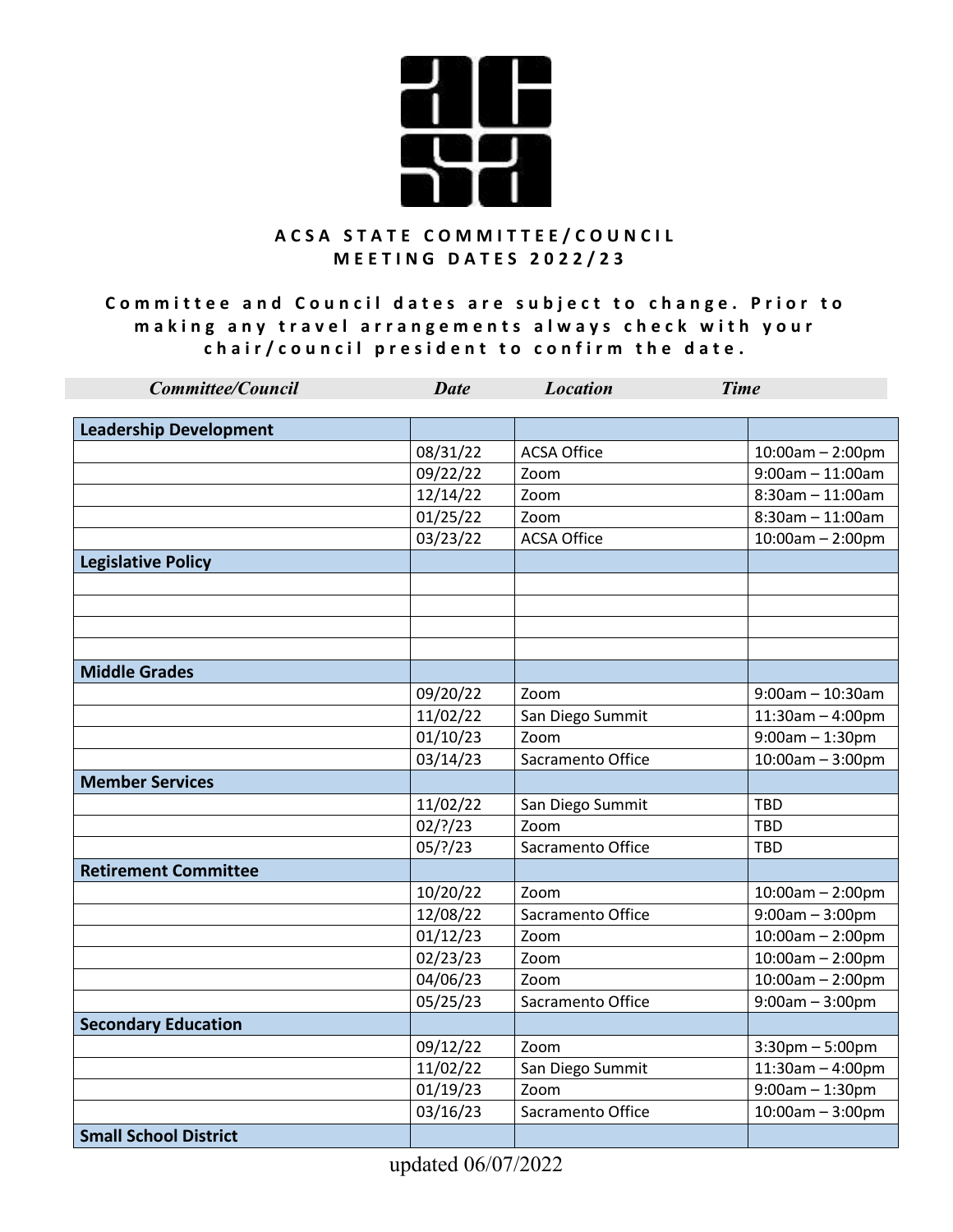**ACSA STATE COMMITTEE/COUNCIL MEETING DATES 2022/23**

**Committee and Council dates are subject to change. Prior to making any travel arrangements always check with your chair/council president to confirm the date.**

| *Committee/Council* | *Date* | *Location* | *Time* |
|---|---|---|---|
| **Leadership Development** | | | |
| | 08/31/22 | ACSA Office | 10:00am – 2:00pm |
| | 09/22/22 | Zoom | 9:00am – 11:00am |
| | 12/14/22 | Zoom | 8:30am – 11:00am |
| | 01/25/22 | Zoom | 8:30am – 11:00am |
| | 03/23/22 | ACSA Office | 10:00am – 2:00pm |
| **Legislative Policy** | | | |
| | | | |
| | | | |
| | | | |
| | | | |
| **Middle Grades** | | | |
| | 09/20/22 | Zoom | 9:00am – 10:30am |
| | 11/02/22 | San Diego Summit | 11:30am – 4:00pm |
| | 01/10/23 | Zoom | 9:00am – 1:30pm |
| | 03/14/23 | Sacramento Office | 10:00am – 3:00pm |
| **Member Services** | | | |
| | 11/02/22 | San Diego Summit | TBD |
| | 02/?/23 | Zoom | TBD |
| | 05/?/23 | Sacramento Office | TBD |
| **Retirement Committee** | | | |
| | 10/20/22 | Zoom | 10:00am – 2:00pm |
| | 12/08/22 | Sacramento Office | 9:00am – 3:00pm |
| | 01/12/23 | Zoom | 10:00am – 2:00pm |
| | 02/23/23 | Zoom | 10:00am – 2:00pm |
| | 04/06/23 | Zoom | 10:00am – 2:00pm |
| | 05/25/23 | Sacramento Office | 9:00am – 3:00pm |
| **Secondary Education** | | | |
| | 09/12/22 | Zoom | 3:30pm – 5:00pm |
| | 11/02/22 | San Diego Summit | 11:30am – 4:00pm |
| | 01/19/23 | Zoom | 9:00am – 1:30pm |
| | 03/16/23 | Sacramento Office | 10:00am – 3:00pm |
| **Small School District** | | | |

updated 06/07/2022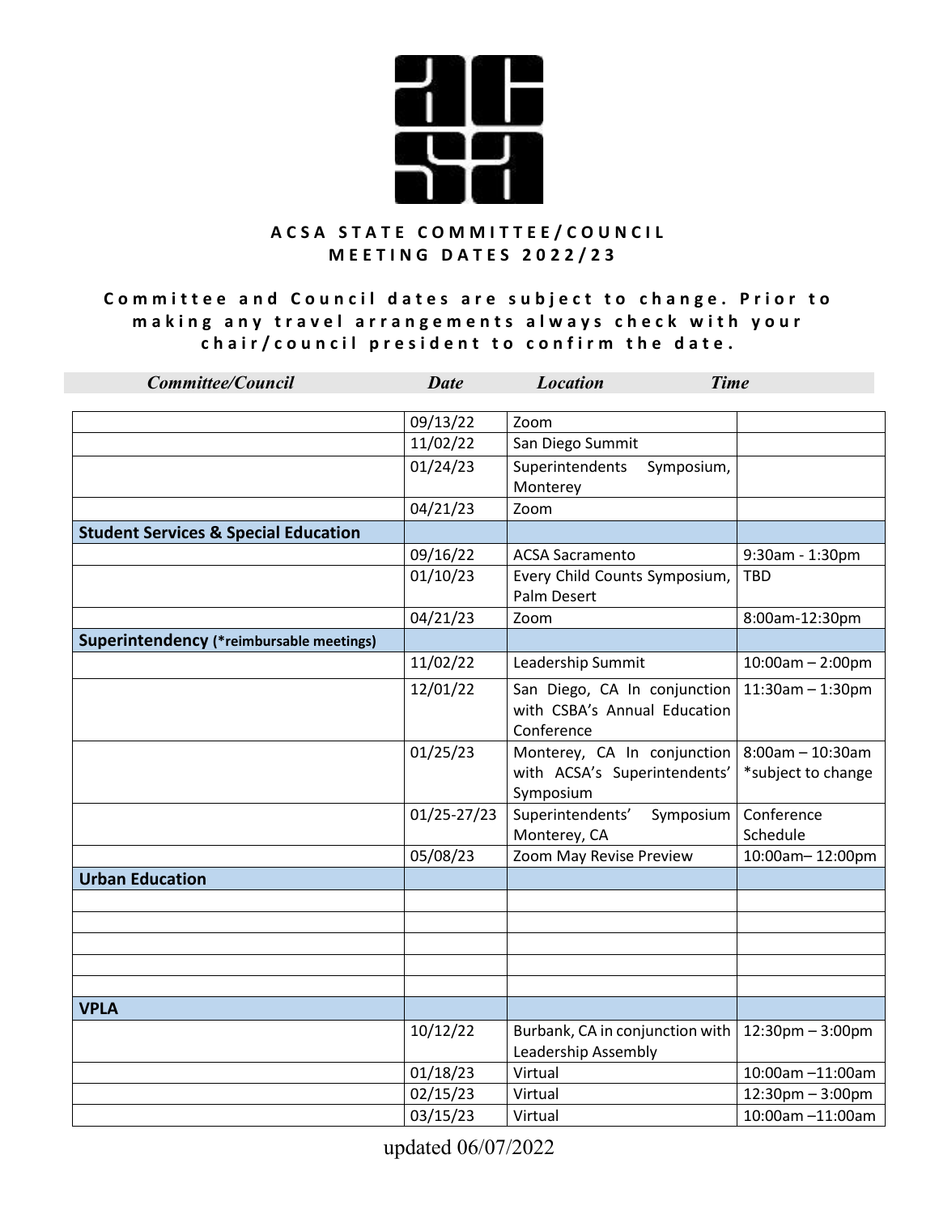**ACSA STATE COMMITTEE/COUNCIL MEETING DATES 2022/23**

**Committee and Council dates are subject to change. Prior to making any travel arrangements always check with your chair/council president to confirm the date.**

| *Committee/Council* | *Date* | *Location* | *Time* |
|---|---|---|---|
| | 09/13/22 | Zoom | |
| | 11/02/22 | San Diego Summit | |
| | 01/24/23 | Superintendents Symposium, Monterey | |
| | 04/21/23 | Zoom | |
| **Student Services & Special Education** | | | |
| | 09/16/22 | ACSA Sacramento | 9:30am - 1:30pm |
| | 01/10/23 | Every Child Counts Symposium, Palm Desert | TBD |
| | 04/21/23 | Zoom | 8:00am-12:30pm |
| **Superintendency (*reimbursable meetings)** | | | |
| | 11/02/22 | Leadership Summit | 10:00am – 2:00pm |
| | 12/01/22 | San Diego, CA In conjunction with CSBA's Annual Education Conference | 11:30am – 1:30pm |
| | 01/25/23 | Monterey, CA In conjunction with ACSA's Superintendents' Symposium | 8:00am – 10:30am *subject to change |
| | 01/25-27/23 | Superintendents' Symposium Monterey, CA | Conference Schedule |
| | 05/08/23 | Zoom May Revise Preview | 10:00am– 12:00pm |
| **Urban Education** | | | |
| | | | |
| | | | |
| | | | |
| | | | |
| | | | |
| **VPLA** | | | |
| | 10/12/22 | Burbank, CA in conjunction with Leadership Assembly | 12:30pm – 3:00pm |
| | 01/18/23 | Virtual | 10:00am –11:00am |
| | 02/15/23 | Virtual | 12:30pm – 3:00pm |
| | 03/15/23 | Virtual | 10:00am –11:00am |

updated 06/07/2022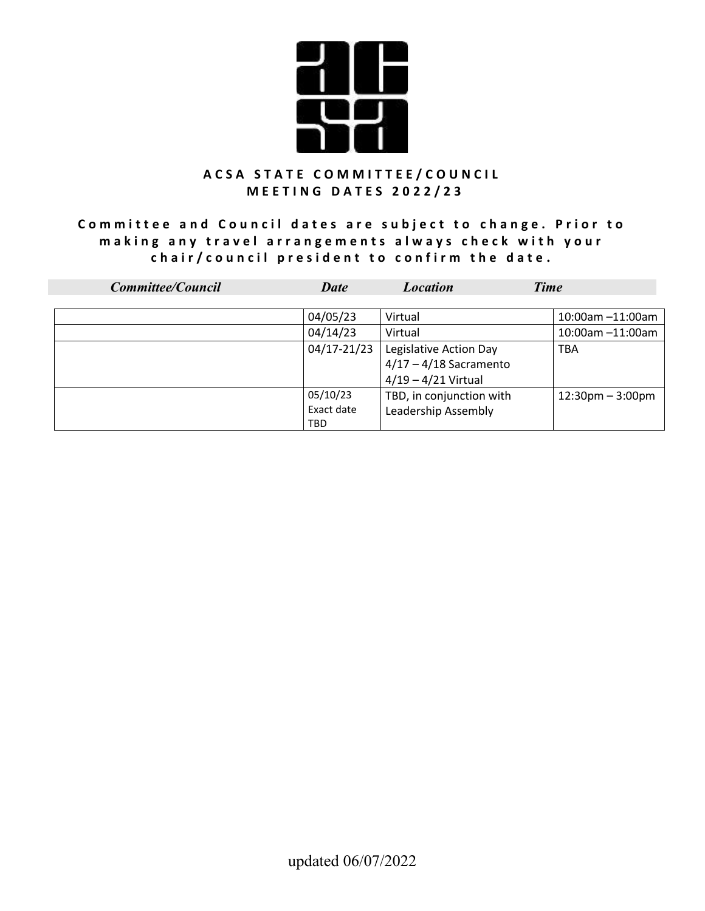# ACSA STATE COMMITTEE/COUNCIL MEETING DATES 2022/23

**Committee and Council dates are subject to change. Prior to making any travel arrangements always check with your chair/council president to confirm the date.**

| *Committee/Council* | *Date* | *Location* | *Time* |
|---|---|---|---|
| | 04/05/23 | Virtual | 10:00am –11:00am |
| | 04/14/23 | Virtual | 10:00am –11:00am |
| | 04/17-21/23 | Legislative Action Day<br>4/17 – 4/18 Sacramento<br>4/19 – 4/21 Virtual | TBA |
| | 05/10/23<br>Exact date TBD | TBD, in conjunction with Leadership Assembly | 12:30pm – 3:00pm |

updated 06/07/2022